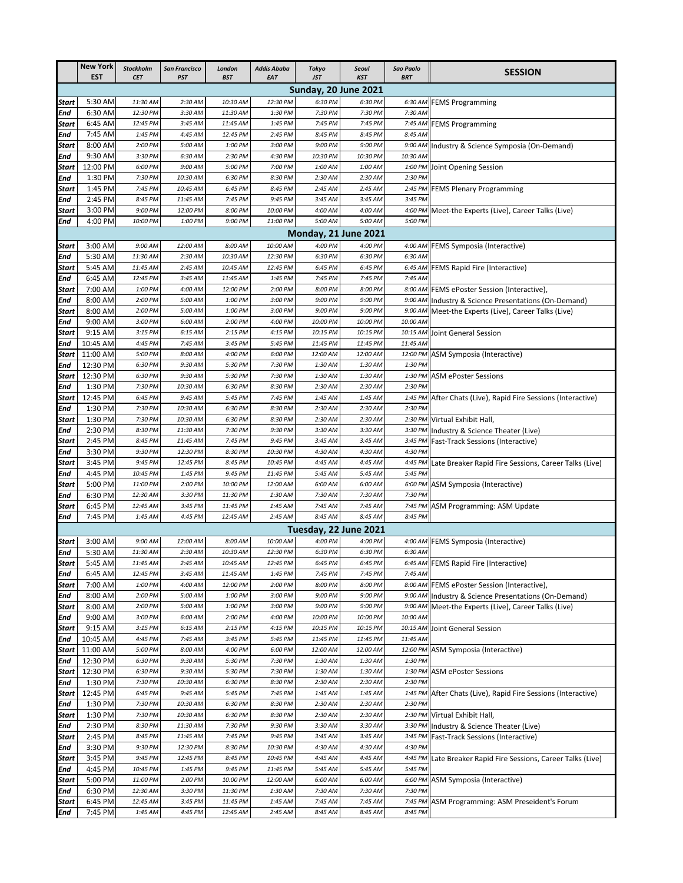|  | New York EST | Stockholm CET | San Francisco PST | London BST | Addis Ababa EAT | Tokyo JST | Seoul KST | Sao Paolo BRT | SESSION |
|---|---|---|---|---|---|---|---|---|---|
| **Sunday, 20 June 2021** | | | | | | | | | |
| Start | 5:30 AM | 11:30 AM | 2:30 AM | 10:30 AM | 12:30 PM | 6:30 PM | 6:30 PM | 6:30 AM | FEMS Programming |
| End | 6:30 AM | 12:30 PM | 3:30 AM | 11:30 AM | 1:30 PM | 7:30 PM | 7:30 PM | 7:30 AM | |
| Start | 6:45 AM | 12:45 PM | 3:45 AM | 11:45 AM | 1:45 PM | 7:45 PM | 7:45 PM | 7:45 AM | FEMS Programming |
| End | 7:45 AM | 1:45 PM | 4:45 AM | 12:45 PM | 2:45 PM | 8:45 PM | 8:45 PM | 8:45 AM | |
| Start | 8:00 AM | 2:00 PM | 5:00 AM | 1:00 PM | 3:00 PM | 9:00 PM | 9:00 PM | 9:00 AM | Industry & Science Symposia (On-Demand) |
| End | 9:30 AM | 3:30 PM | 6:30 AM | 2:30 PM | 4:30 PM | 10:30 PM | 10:30 PM | 10:30 AM | |
| Start | 12:00 PM | 6:00 PM | 9:00 AM | 5:00 PM | 7:00 PM | 1:00 AM | 1:00 AM | 1:00 PM | Joint Opening Session |
| End | 1:30 PM | 7:30 PM | 10:30 AM | 6:30 PM | 8:30 PM | 2:30 AM | 2:30 AM | 2:30 PM | |
| Start | 1:45 PM | 7:45 PM | 10:45 AM | 6:45 PM | 8:45 PM | 2:45 AM | 2:45 AM | 2:45 PM | FEMS Plenary Programming |
| End | 2:45 PM | 8:45 PM | 11:45 AM | 7:45 PM | 9:45 PM | 3:45 AM | 3:45 AM | 3:45 PM | |
| Start | 3:00 PM | 9:00 PM | 12:00 PM | 8:00 PM | 10:00 PM | 4:00 AM | 4:00 AM | 4:00 PM | Meet-the Experts (Live), Career Talks (Live) |
| End | 4:00 PM | 10:00 PM | 1:00 PM | 9:00 PM | 11:00 PM | 5:00 AM | 5:00 AM | 5:00 PM | |
| **Monday, 21 June 2021** | | | | | | | | | |
| Start | 3:00 AM | 9:00 AM | 12:00 AM | 8:00 AM | 10:00 AM | 4:00 PM | 4:00 PM | 4:00 AM | FEMS Symposia (Interactive) |
| End | 5:30 AM | 11:30 AM | 2:30 AM | 10:30 AM | 12:30 PM | 6:30 PM | 6:30 PM | 6:30 AM | |
| Start | 5:45 AM | 11:45 AM | 2:45 AM | 10:45 AM | 12:45 PM | 6:45 PM | 6:45 PM | 6:45 AM | FEMS Rapid Fire (Interactive) |
| End | 6:45 AM | 12:45 PM | 3:45 AM | 11:45 AM | 1:45 PM | 7:45 PM | 7:45 PM | 7:45 AM | |
| Start | 7:00 AM | 1:00 PM | 4:00 AM | 12:00 PM | 2:00 PM | 8:00 PM | 8:00 PM | 8:00 AM | FEMS ePoster Session (Interactive), |
| End | 8:00 AM | 2:00 PM | 5:00 AM | 1:00 PM | 3:00 PM | 9:00 PM | 9:00 PM | 9:00 AM | Industry & Science Presentations (On-Demand) |
| Start | 8:00 AM | 2:00 PM | 5:00 AM | 1:00 PM | 3:00 PM | 9:00 PM | 9:00 PM | 9:00 AM | Meet-the Experts (Live), Career Talks (Live) |
| End | 9:00 AM | 3:00 PM | 6:00 AM | 2:00 PM | 4:00 PM | 10:00 PM | 10:00 PM | 10:00 AM | |
| Start | 9:15 AM | 3:15 PM | 6:15 AM | 2:15 PM | 4:15 PM | 10:15 PM | 10:15 PM | 10:15 AM | Joint General Session |
| End | 10:45 AM | 4:45 PM | 7:45 AM | 3:45 PM | 5:45 PM | 11:45 PM | 11:45 PM | 11:45 AM | |
| Start | 11:00 AM | 5:00 PM | 8:00 AM | 4:00 PM | 6:00 PM | 12:00 AM | 12:00 AM | 12:00 PM | ASM Symposia (Interactive) |
| End | 12:30 PM | 6:30 PM | 9:30 AM | 5:30 PM | 7:30 PM | 1:30 AM | 1:30 AM | 1:30 PM | |
| Start | 12:30 PM | 6:30 PM | 9:30 AM | 5:30 PM | 7:30 PM | 1:30 AM | 1:30 AM | 1:30 PM | ASM ePoster Sessions |
| End | 1:30 PM | 7:30 PM | 10:30 AM | 6:30 PM | 8:30 PM | 2:30 AM | 2:30 AM | 2:30 PM | |
| Start | 12:45 PM | 6:45 PM | 9:45 AM | 5:45 PM | 7:45 PM | 1:45 AM | 1:45 AM | 1:45 PM | After Chats (Live), Rapid Fire Sessions (Interactive) |
| End | 1:30 PM | 7:30 PM | 10:30 AM | 6:30 PM | 8:30 PM | 2:30 AM | 2:30 AM | 2:30 PM | |
| Start | 1:30 PM | 7:30 PM | 10:30 AM | 6:30 PM | 8:30 PM | 2:30 AM | 2:30 AM | 2:30 PM | Virtual Exhibit Hall, |
| End | 2:30 PM | 8:30 PM | 11:30 AM | 7:30 PM | 9:30 PM | 3:30 AM | 3:30 AM | 3:30 PM | Industry & Science Theater (Live) |
| Start | 2:45 PM | 8:45 PM | 11:45 AM | 7:45 PM | 9:45 PM | 3:45 AM | 3:45 AM | 3:45 PM | Fast-Track Sessions (Interactive) |
| End | 3:30 PM | 9:30 PM | 12:30 PM | 8:30 PM | 10:30 PM | 4:30 AM | 4:30 AM | 4:30 PM | |
| Start | 3:45 PM | 9:45 PM | 12:45 PM | 8:45 PM | 10:45 PM | 4:45 AM | 4:45 AM | 4:45 PM | Late Breaker Rapid Fire Sessions, Career Talks (Live) |
| End | 4:45 PM | 10:45 PM | 1:45 PM | 9:45 PM | 11:45 PM | 5:45 AM | 5:45 AM | 5:45 PM | |
| Start | 5:00 PM | 11:00 PM | 2:00 PM | 10:00 PM | 12:00 AM | 6:00 AM | 6:00 AM | 6:00 PM | ASM Symposia (Interactive) |
| End | 6:30 PM | 12:30 AM | 3:30 PM | 11:30 PM | 1:30 AM | 7:30 AM | 7:30 AM | 7:30 PM | |
| Start | 6:45 PM | 12:45 AM | 3:45 PM | 11:45 PM | 1:45 AM | 7:45 AM | 7:45 AM | 7:45 PM | ASM Programming: ASM Update |
| End | 7:45 PM | 1:45 AM | 4:45 PM | 12:45 AM | 2:45 AM | 8:45 AM | 8:45 AM | 8:45 PM | |
| **Tuesday, 22 June 2021** | | | | | | | | | |
| Start | 3:00 AM | 9:00 AM | 12:00 AM | 8:00 AM | 10:00 AM | 4:00 PM | 4:00 PM | 4:00 AM | FEMS Symposia (Interactive) |
| End | 5:30 AM | 11:30 AM | 2:30 AM | 10:30 AM | 12:30 PM | 6:30 PM | 6:30 PM | 6:30 AM | |
| Start | 5:45 AM | 11:45 AM | 2:45 AM | 10:45 AM | 12:45 PM | 6:45 PM | 6:45 PM | 6:45 AM | FEMS Rapid Fire (Interactive) |
| End | 6:45 AM | 12:45 PM | 3:45 AM | 11:45 AM | 1:45 PM | 7:45 PM | 7:45 PM | 7:45 AM | |
| Start | 7:00 AM | 1:00 PM | 4:00 AM | 12:00 PM | 2:00 PM | 8:00 PM | 8:00 PM | 8:00 AM | FEMS ePoster Session (Interactive), |
| End | 8:00 AM | 2:00 PM | 5:00 AM | 1:00 PM | 3:00 PM | 9:00 PM | 9:00 PM | 9:00 AM | Industry & Science Presentations (On-Demand) |
| Start | 8:00 AM | 2:00 PM | 5:00 AM | 1:00 PM | 3:00 PM | 9:00 PM | 9:00 PM | 9:00 AM | Meet-the Experts (Live), Career Talks (Live) |
| End | 9:00 AM | 3:00 PM | 6:00 AM | 2:00 PM | 4:00 PM | 10:00 PM | 10:00 PM | 10:00 AM | |
| Start | 9:15 AM | 3:15 PM | 6:15 AM | 2:15 PM | 4:15 PM | 10:15 PM | 10:15 PM | 10:15 AM | Joint General Session |
| End | 10:45 AM | 4:45 PM | 7:45 AM | 3:45 PM | 5:45 PM | 11:45 PM | 11:45 PM | 11:45 AM | |
| Start | 11:00 AM | 5:00 PM | 8:00 AM | 4:00 PM | 6:00 PM | 12:00 AM | 12:00 AM | 12:00 PM | ASM Symposia (Interactive) |
| End | 12:30 PM | 6:30 PM | 9:30 AM | 5:30 PM | 7:30 PM | 1:30 AM | 1:30 AM | 1:30 PM | |
| Start | 12:30 PM | 6:30 PM | 9:30 AM | 5:30 PM | 7:30 PM | 1:30 AM | 1:30 AM | 1:30 PM | ASM ePoster Sessions |
| End | 1:30 PM | 7:30 PM | 10:30 AM | 6:30 PM | 8:30 PM | 2:30 AM | 2:30 AM | 2:30 PM | |
| Start | 12:45 PM | 6:45 PM | 9:45 AM | 5:45 PM | 7:45 PM | 1:45 AM | 1:45 AM | 1:45 PM | After Chats (Live), Rapid Fire Sessions (Interactive) |
| End | 1:30 PM | 7:30 PM | 10:30 AM | 6:30 PM | 8:30 PM | 2:30 AM | 2:30 AM | 2:30 PM | |
| Start | 1:30 PM | 7:30 PM | 10:30 AM | 6:30 PM | 8:30 PM | 2:30 AM | 2:30 AM | 2:30 PM | Virtual Exhibit Hall, |
| End | 2:30 PM | 8:30 PM | 11:30 AM | 7:30 PM | 9:30 PM | 3:30 AM | 3:30 AM | 3:30 PM | Industry & Science Theater (Live) |
| Start | 2:45 PM | 8:45 PM | 11:45 AM | 7:45 PM | 9:45 PM | 3:45 AM | 3:45 AM | 3:45 PM | Fast-Track Sessions (Interactive) |
| End | 3:30 PM | 9:30 PM | 12:30 PM | 8:30 PM | 10:30 PM | 4:30 AM | 4:30 AM | 4:30 PM | |
| Start | 3:45 PM | 9:45 PM | 12:45 PM | 8:45 PM | 10:45 PM | 4:45 AM | 4:45 AM | 4:45 PM | Late Breaker Rapid Fire Sessions, Career Talks (Live) |
| End | 4:45 PM | 10:45 PM | 1:45 PM | 9:45 PM | 11:45 PM | 5:45 AM | 5:45 AM | 5:45 PM | |
| Start | 5:00 PM | 11:00 PM | 2:00 PM | 10:00 PM | 12:00 AM | 6:00 AM | 6:00 AM | 6:00 PM | ASM Symposia (Interactive) |
| End | 6:30 PM | 12:30 AM | 3:30 PM | 11:30 PM | 1:30 AM | 7:30 AM | 7:30 AM | 7:30 PM | |
| Start | 6:45 PM | 12:45 AM | 3:45 PM | 11:45 PM | 1:45 AM | 7:45 AM | 7:45 AM | 7:45 PM | ASM Programming: ASM Preseident's Forum |
| End | 7:45 PM | 1:45 AM | 4:45 PM | 12:45 AM | 2:45 AM | 8:45 AM | 8:45 AM | 8:45 PM | |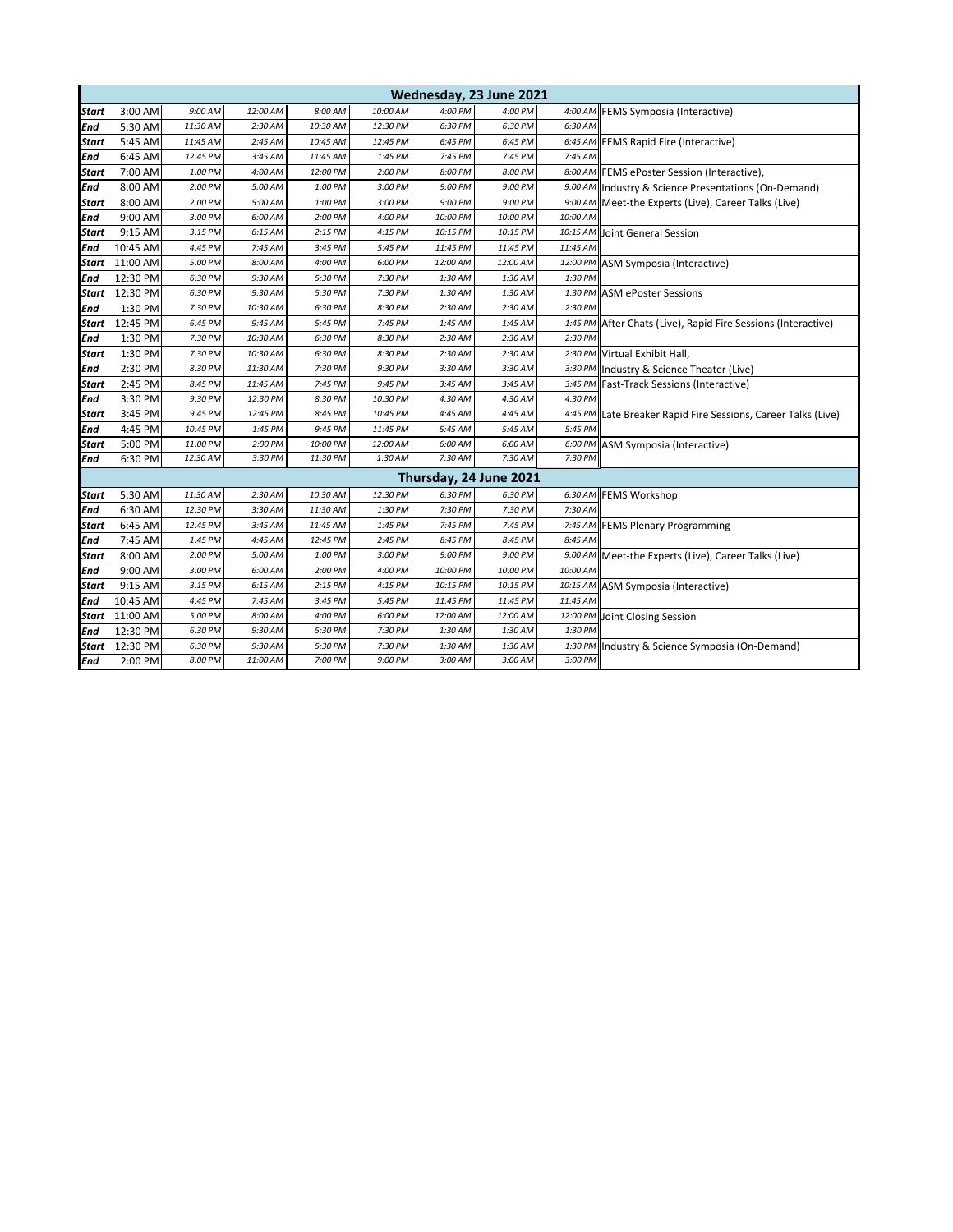| | | | | | | | | | |
|---|---|---|---|---|---|---|---|---|---|
| **Wednesday, 23 June 2021** | | | | | | | | | |
| ***Start*** | 3:00 AM | *9:00 AM* | *12:00 AM* | *8:00 AM* | *10:00 AM* | *4:00 PM* | *4:00 PM* | *4:00 AM* | FEMS Symposia (Interactive) |
| ***End*** | 5:30 AM | *11:30 AM* | *2:30 AM* | *10:30 AM* | *12:30 PM* | *6:30 PM* | *6:30 PM* | *6:30 AM* | |
| ***Start*** | 5:45 AM | *11:45 AM* | *2:45 AM* | *10:45 AM* | *12:45 PM* | *6:45 PM* | *6:45 PM* | *6:45 AM* | FEMS Rapid Fire (Interactive) |
| ***End*** | 6:45 AM | *12:45 PM* | *3:45 AM* | *11:45 AM* | *1:45 PM* | *7:45 PM* | *7:45 PM* | *7:45 AM* | |
| ***Start*** | 7:00 AM | *1:00 PM* | *4:00 AM* | *12:00 PM* | *2:00 PM* | *8:00 PM* | *8:00 PM* | *8:00 AM* | FEMS ePoster Session (Interactive), |
| ***End*** | 8:00 AM | *2:00 PM* | *5:00 AM* | *1:00 PM* | *3:00 PM* | *9:00 PM* | *9:00 PM* | *9:00 AM* | Industry & Science Presentations (On-Demand) |
| ***Start*** | 8:00 AM | *2:00 PM* | *5:00 AM* | *1:00 PM* | *3:00 PM* | *9:00 PM* | *9:00 PM* | *9:00 AM* | Meet-the Experts (Live), Career Talks (Live) |
| ***End*** | 9:00 AM | *3:00 PM* | *6:00 AM* | *2:00 PM* | *4:00 PM* | *10:00 PM* | *10:00 PM* | *10:00 AM* | |
| ***Start*** | 9:15 AM | *3:15 PM* | *6:15 AM* | *2:15 PM* | *4:15 PM* | *10:15 PM* | *10:15 PM* | *10:15 AM* | Joint General Session |
| ***End*** | 10:45 AM | *4:45 PM* | *7:45 AM* | *3:45 PM* | *5:45 PM* | *11:45 PM* | *11:45 PM* | *11:45 AM* | |
| ***Start*** | 11:00 AM | *5:00 PM* | *8:00 AM* | *4:00 PM* | *6:00 PM* | *12:00 AM* | *12:00 AM* | *12:00 PM* | ASM Symposia (Interactive) |
| ***End*** | 12:30 PM | *6:30 PM* | *9:30 AM* | *5:30 PM* | *7:30 PM* | *1:30 AM* | *1:30 AM* | *1:30 PM* | |
| ***Start*** | 12:30 PM | *6:30 PM* | *9:30 AM* | *5:30 PM* | *7:30 PM* | *1:30 AM* | *1:30 AM* | *1:30 PM* | ASM ePoster Sessions |
| ***End*** | 1:30 PM | *7:30 PM* | *10:30 AM* | *6:30 PM* | *8:30 PM* | *2:30 AM* | *2:30 AM* | *2:30 PM* | |
| ***Start*** | 12:45 PM | *6:45 PM* | *9:45 AM* | *5:45 PM* | *7:45 PM* | *1:45 AM* | *1:45 AM* | *1:45 PM* | After Chats (Live), Rapid Fire Sessions (Interactive) |
| ***End*** | 1:30 PM | *7:30 PM* | *10:30 AM* | *6:30 PM* | *8:30 PM* | *2:30 AM* | *2:30 AM* | *2:30 PM* | |
| ***Start*** | 1:30 PM | *7:30 PM* | *10:30 AM* | *6:30 PM* | *8:30 PM* | *2:30 AM* | *2:30 AM* | *2:30 PM* | Virtual Exhibit Hall, |
| ***End*** | 2:30 PM | *8:30 PM* | *11:30 AM* | *7:30 PM* | *9:30 PM* | *3:30 AM* | *3:30 AM* | *3:30 PM* | Industry & Science Theater (Live) |
| ***Start*** | 2:45 PM | *8:45 PM* | *11:45 AM* | *7:45 PM* | *9:45 PM* | *3:45 AM* | *3:45 AM* | *3:45 PM* | Fast-Track Sessions (Interactive) |
| ***End*** | 3:30 PM | *9:30 PM* | *12:30 PM* | *8:30 PM* | *10:30 PM* | *4:30 AM* | *4:30 AM* | *4:30 PM* | |
| ***Start*** | 3:45 PM | *9:45 PM* | *12:45 PM* | *8:45 PM* | *10:45 PM* | *4:45 AM* | *4:45 AM* | *4:45 PM* | Late Breaker Rapid Fire Sessions, Career Talks (Live) |
| ***End*** | 4:45 PM | *10:45 PM* | *1:45 PM* | *9:45 PM* | *11:45 PM* | *5:45 AM* | *5:45 AM* | *5:45 PM* | |
| ***Start*** | 5:00 PM | *11:00 PM* | *2:00 PM* | *10:00 PM* | *12:00 AM* | *6:00 AM* | *6:00 AM* | *6:00 PM* | ASM Symposia (Interactive) |
| ***End*** | 6:30 PM | *12:30 AM* | *3:30 PM* | *11:30 PM* | *1:30 AM* | *7:30 AM* | *7:30 AM* | *7:30 PM* | |
| **Thursday, 24 June 2021** | | | | | | | | | |
| ***Start*** | 5:30 AM | *11:30 AM* | *2:30 AM* | *10:30 AM* | *12:30 PM* | *6:30 PM* | *6:30 PM* | *6:30 AM* | FEMS Workshop |
| ***End*** | 6:30 AM | *12:30 PM* | *3:30 AM* | *11:30 AM* | *1:30 PM* | *7:30 PM* | *7:30 PM* | *7:30 AM* | |
| ***Start*** | 6:45 AM | *12:45 PM* | *3:45 AM* | *11:45 AM* | *1:45 PM* | *7:45 PM* | *7:45 PM* | *7:45 AM* | FEMS Plenary Programming |
| ***End*** | 7:45 AM | *1:45 PM* | *4:45 AM* | *12:45 PM* | *2:45 PM* | *8:45 PM* | *8:45 PM* | *8:45 AM* | |
| ***Start*** | 8:00 AM | *2:00 PM* | *5:00 AM* | *1:00 PM* | *3:00 PM* | *9:00 PM* | *9:00 PM* | *9:00 AM* | Meet-the Experts (Live), Career Talks (Live) |
| ***End*** | 9:00 AM | *3:00 PM* | *6:00 AM* | *2:00 PM* | *4:00 PM* | *10:00 PM* | *10:00 PM* | *10:00 AM* | |
| ***Start*** | 9:15 AM | *3:15 PM* | *6:15 AM* | *2:15 PM* | *4:15 PM* | *10:15 PM* | *10:15 PM* | *10:15 AM* | ASM Symposia (Interactive) |
| ***End*** | 10:45 AM | *4:45 PM* | *7:45 AM* | *3:45 PM* | *5:45 PM* | *11:45 PM* | *11:45 PM* | *11:45 AM* | |
| ***Start*** | 11:00 AM | *5:00 PM* | *8:00 AM* | *4:00 PM* | *6:00 PM* | *12:00 AM* | *12:00 AM* | *12:00 PM* | Joint Closing Session |
| ***End*** | 12:30 PM | *6:30 PM* | *9:30 AM* | *5:30 PM* | *7:30 PM* | *1:30 AM* | *1:30 AM* | *1:30 PM* | |
| ***Start*** | 12:30 PM | *6:30 PM* | *9:30 AM* | *5:30 PM* | *7:30 PM* | *1:30 AM* | *1:30 AM* | *1:30 PM* | Industry & Science Symposia (On-Demand) |
| ***End*** | 2:00 PM | *8:00 PM* | *11:00 AM* | *7:00 PM* | *9:00 PM* | *3:00 AM* | *3:00 AM* | *3:00 PM* | |